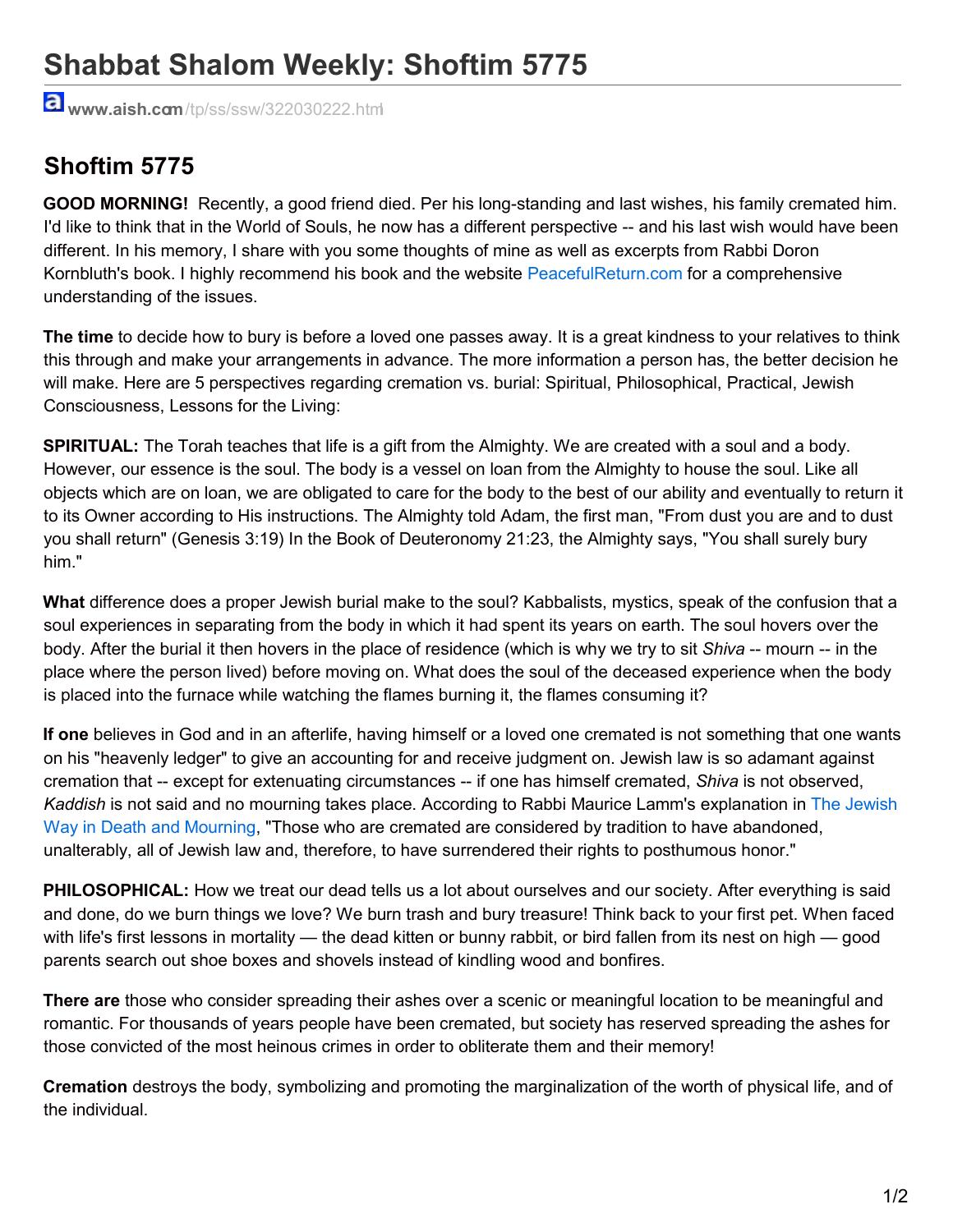# Shabbat Shalom Weekly: Shoftim 5775

www.aish.com/tp/ss/ssw/322030222.html

## Shoftim 5775

**GOOD MORNING!** Recently, a good friend died. Per his long-standing and last wishes, his family cremated him. I'd like to think that in the World of Souls, he now has a different perspective -- and his last wish would have been different. In his memory, I share with you some thoughts of mine as well as excerpts from Rabbi Doron Kornbluth's book. I highly recommend his book and the website PeacefulReturn.com for a comprehensive understanding of the issues.

**The time** to decide how to bury is before a loved one passes away. It is a great kindness to your relatives to think this through and make your arrangements in advance. The more information a person has, the better decision he will make. Here are 5 perspectives regarding cremation vs. burial: Spiritual, Philosophical, Practical, Jewish Consciousness, Lessons for the Living:

**SPIRITUAL:** The Torah teaches that life is a gift from the Almighty. We are created with a soul and a body. However, our essence is the soul. The body is a vessel on loan from the Almighty to house the soul. Like all objects which are on loan, we are obligated to care for the body to the best of our ability and eventually to return it to its Owner according to His instructions. The Almighty told Adam, the first man, "From dust you are and to dust you shall return" (Genesis 3:19) In the Book of Deuteronomy 21:23, the Almighty says, "You shall surely bury him."

**What** difference does a proper Jewish burial make to the soul? Kabbalists, mystics, speak of the confusion that a soul experiences in separating from the body in which it had spent its years on earth. The soul hovers over the body. After the burial it then hovers in the place of residence (which is why we try to sit *Shiva* -- mourn -- in the place where the person lived) before moving on. What does the soul of the deceased experience when the body is placed into the furnace while watching the flames burning it, the flames consuming it?

**If one** believes in God and in an afterlife, having himself or a loved one cremated is not something that one wants on his "heavenly ledger" to give an accounting for and receive judgment on. Jewish law is so adamant against cremation that -- except for extenuating circumstances -- if one has himself cremated, *Shiva* is not observed, *Kaddish* is not said and no mourning takes place. According to Rabbi Maurice Lamm's explanation in The Jewish Way in Death and Mourning, "Those who are cremated are considered by tradition to have abandoned, unalterably, all of Jewish law and, therefore, to have surrendered their rights to posthumous honor."

**PHILOSOPHICAL:** How we treat our dead tells us a lot about ourselves and our society. After everything is said and done, do we burn things we love? We burn trash and bury treasure! Think back to your first pet. When faced with life's first lessons in mortality — the dead kitten or bunny rabbit, or bird fallen from its nest on high — good parents search out shoe boxes and shovels instead of kindling wood and bonfires.

**There are** those who consider spreading their ashes over a scenic or meaningful location to be meaningful and romantic. For thousands of years people have been cremated, but society has reserved spreading the ashes for those convicted of the most heinous crimes in order to obliterate them and their memory!

**Cremation** destroys the body, symbolizing and promoting the marginalization of the worth of physical life, and of the individual.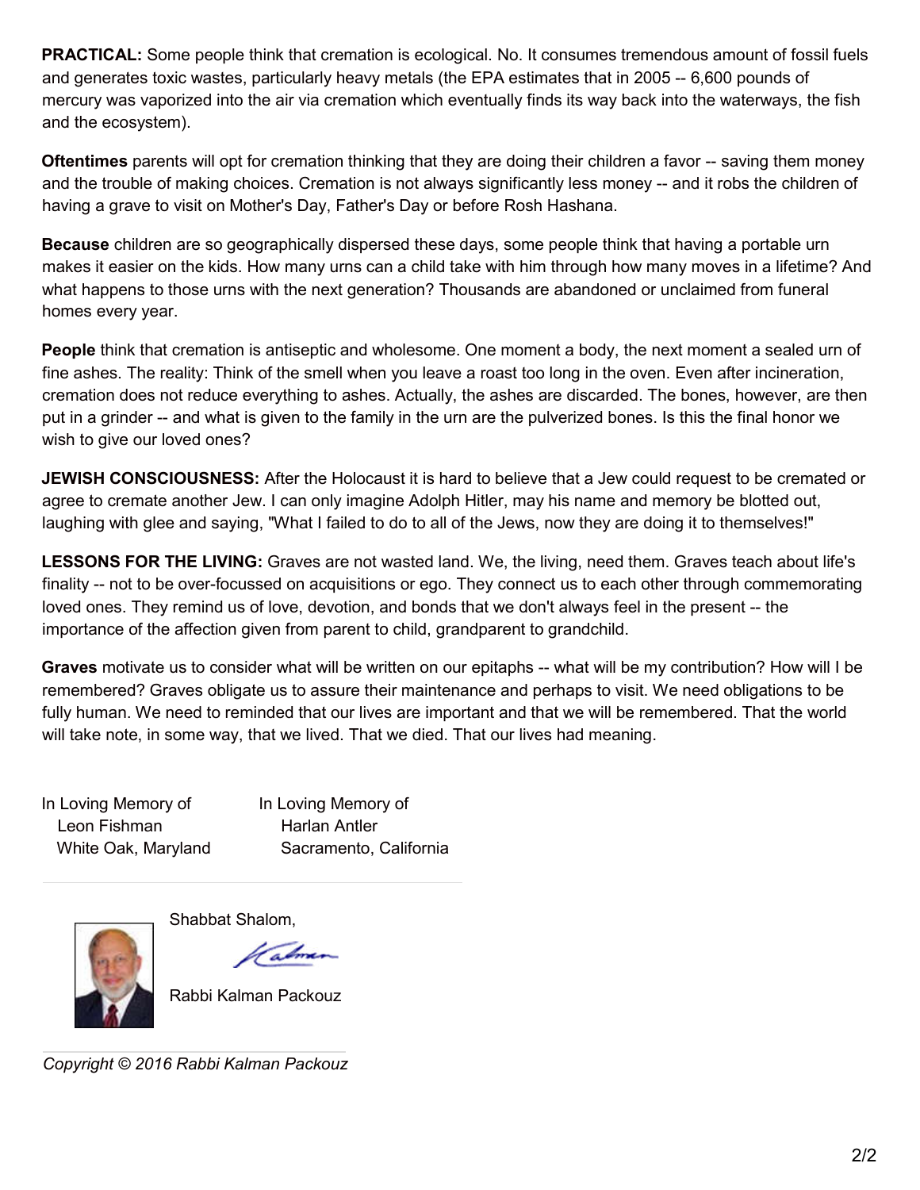**PRACTICAL:** Some people think that cremation is ecological. No. It consumes tremendous amount of fossil fuels and generates toxic wastes, particularly heavy metals (the EPA estimates that in 2005 -- 6,600 pounds of mercury was vaporized into the air via cremation which eventually finds its way back into the waterways, the fish and the ecosystem).

**Oftentimes** parents will opt for cremation thinking that they are doing their children a favor -- saving them money and the trouble of making choices. Cremation is not always significantly less money -- and it robs the children of having a grave to visit on Mother's Day, Father's Day or before Rosh Hashana.

**Because** children are so geographically dispersed these days, some people think that having a portable urn makes it easier on the kids. How many urns can a child take with him through how many moves in a lifetime? And what happens to those urns with the next generation? Thousands are abandoned or unclaimed from funeral homes every year.

**People** think that cremation is antiseptic and wholesome. One moment a body, the next moment a sealed urn of fine ashes. The reality: Think of the smell when you leave a roast too long in the oven. Even after incineration, cremation does not reduce everything to ashes. Actually, the ashes are discarded. The bones, however, are then put in a grinder -- and what is given to the family in the urn are the pulverized bones. Is this the final honor we wish to give our loved ones?

**JEWISH CONSCIOUSNESS:** After the Holocaust it is hard to believe that a Jew could request to be cremated or agree to cremate another Jew. I can only imagine Adolph Hitler, may his name and memory be blotted out, laughing with glee and saying, "What I failed to do to all of the Jews, now they are doing it to themselves!"

**LESSONS FOR THE LIVING:** Graves are not wasted land. We, the living, need them. Graves teach about life's finality -- not to be over-focussed on acquisitions or ego. They connect us to each other through commemorating loved ones. They remind us of love, devotion, and bonds that we don't always feel in the present -- the importance of the affection given from parent to child, grandparent to grandchild.

**Graves** motivate us to consider what will be written on our epitaphs -- what will be my contribution? How will I be remembered? Graves obligate us to assure their maintenance and perhaps to visit. We need obligations to be fully human. We need to reminded that our lives are important and that we will be remembered. That the world will take note, in some way, that we lived. That we died. That our lives had meaning.

In Loving Memory of
Leon Fishman
White Oak, Maryland

In Loving Memory of
Harlan Antler
Sacramento, California

Shabbat Shalom,

Kalman

Rabbi Kalman Packouz

*Copyright © 2016 Rabbi Kalman Packouz*